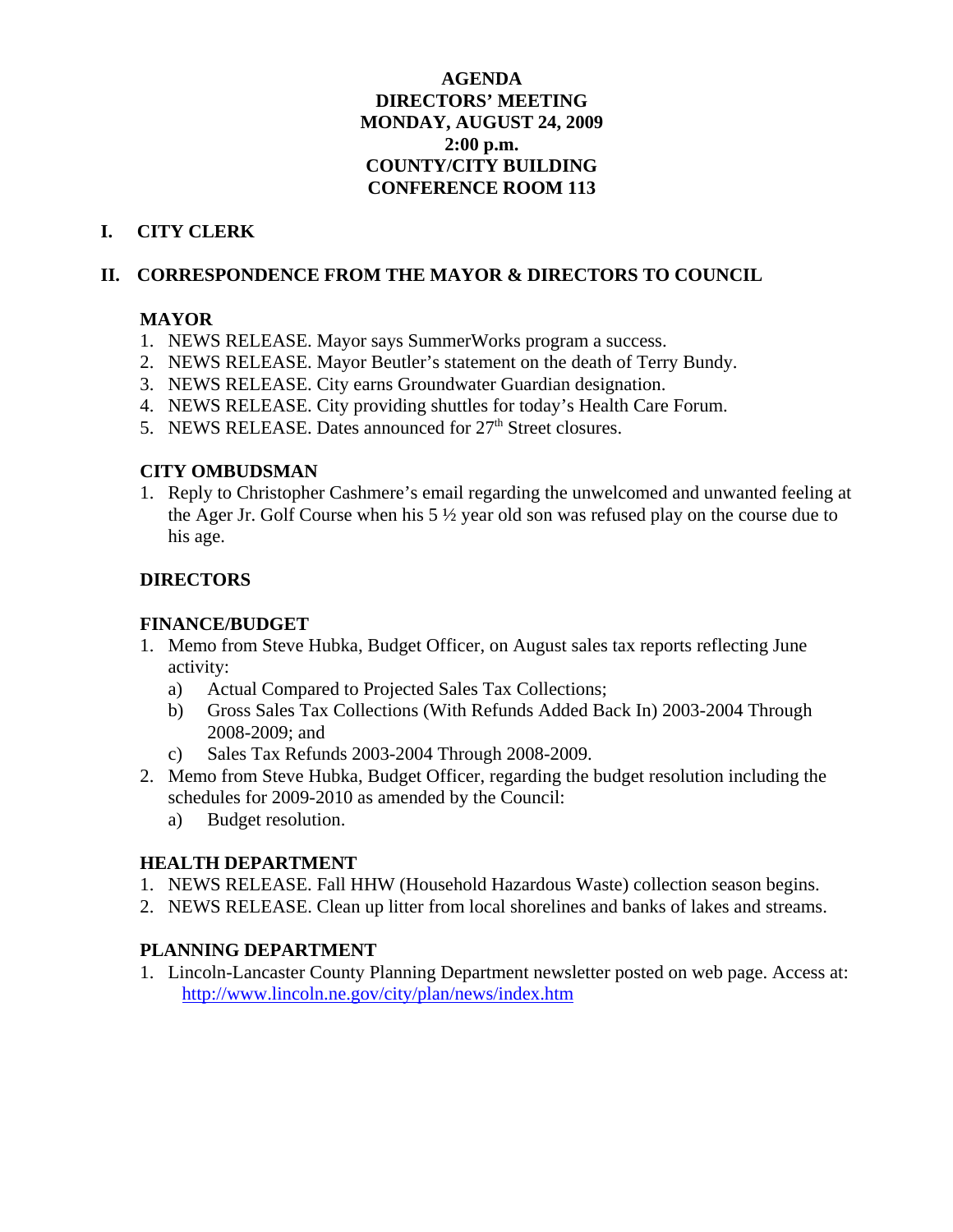# AGENDA
# DIRECTORS' MEETING
# MONDAY, AUGUST 24, 2009
# 2:00 p.m.
# COUNTY/CITY BUILDING
# CONFERENCE ROOM 113

## I. CITY CLERK

## II. CORRESPONDENCE FROM THE MAYOR & DIRECTORS TO COUNCIL

### MAYOR

1. NEWS RELEASE. Mayor says SummerWorks program a success.
2. NEWS RELEASE. Mayor Beutler's statement on the death of Terry Bundy.
3. NEWS RELEASE. City earns Groundwater Guardian designation.
4. NEWS RELEASE. City providing shuttles for today's Health Care Forum.
5. NEWS RELEASE. Dates announced for 27th Street closures.

### CITY OMBUDSMAN

1. Reply to Christopher Cashmere's email regarding the unwelcomed and unwanted feeling at the Ager Jr. Golf Course when his 5 ½ year old son was refused play on the course due to his age.

### DIRECTORS

### FINANCE/BUDGET

1. Memo from Steve Hubka, Budget Officer, on August sales tax reports reflecting June activity:
   a) Actual Compared to Projected Sales Tax Collections;
   b) Gross Sales Tax Collections (With Refunds Added Back In) 2003-2004 Through 2008-2009; and
   c) Sales Tax Refunds 2003-2004 Through 2008-2009.
2. Memo from Steve Hubka, Budget Officer, regarding the budget resolution including the schedules for 2009-2010 as amended by the Council:
   a) Budget resolution.

### HEALTH DEPARTMENT

1. NEWS RELEASE. Fall HHW (Household Hazardous Waste) collection season begins.
2. NEWS RELEASE. Clean up litter from local shorelines and banks of lakes and streams.

### PLANNING DEPARTMENT

1. Lincoln-Lancaster County Planning Department newsletter posted on web page. Access at: http://www.lincoln.ne.gov/city/plan/news/index.htm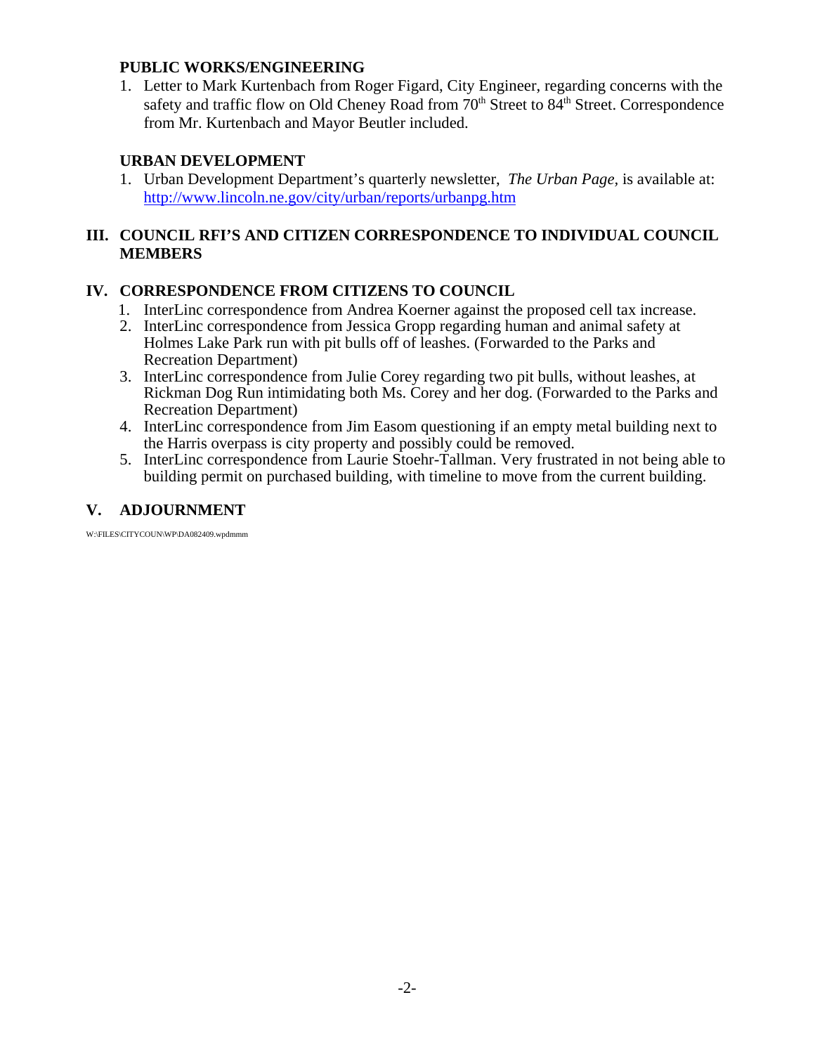**PUBLIC WORKS/ENGINEERING**

1. Letter to Mark Kurtenbach from Roger Figard, City Engineer, regarding concerns with the safety and traffic flow on Old Cheney Road from 70th Street to 84th Street. Correspondence from Mr. Kurtenbach and Mayor Beutler included.

**URBAN DEVELOPMENT**

1. Urban Development Department's quarterly newsletter, *The Urban Page,* is available at: http://www.lincoln.ne.gov/city/urban/reports/urbanpg.htm

## III. COUNCIL RFI'S AND CITIZEN CORRESPONDENCE TO INDIVIDUAL COUNCIL MEMBERS

## IV. CORRESPONDENCE FROM CITIZENS TO COUNCIL

1. InterLinc correspondence from Andrea Koerner against the proposed cell tax increase.
2. InterLinc correspondence from Jessica Gropp regarding human and animal safety at Holmes Lake Park run with pit bulls off of leashes. (Forwarded to the Parks and Recreation Department)
3. InterLinc correspondence from Julie Corey regarding two pit bulls, without leashes, at Rickman Dog Run intimidating both Ms. Corey and her dog. (Forwarded to the Parks and Recreation Department)
4. InterLinc correspondence from Jim Easom questioning if an empty metal building next to the Harris overpass is city property and possibly could be removed.
5. InterLinc correspondence from Laurie Stoehr-Tallman. Very frustrated in not being able to building permit on purchased building, with timeline to move from the current building.

## V. ADJOURNMENT

W:\FILES\CITYCOUN\WP\DA082409.wpdmmm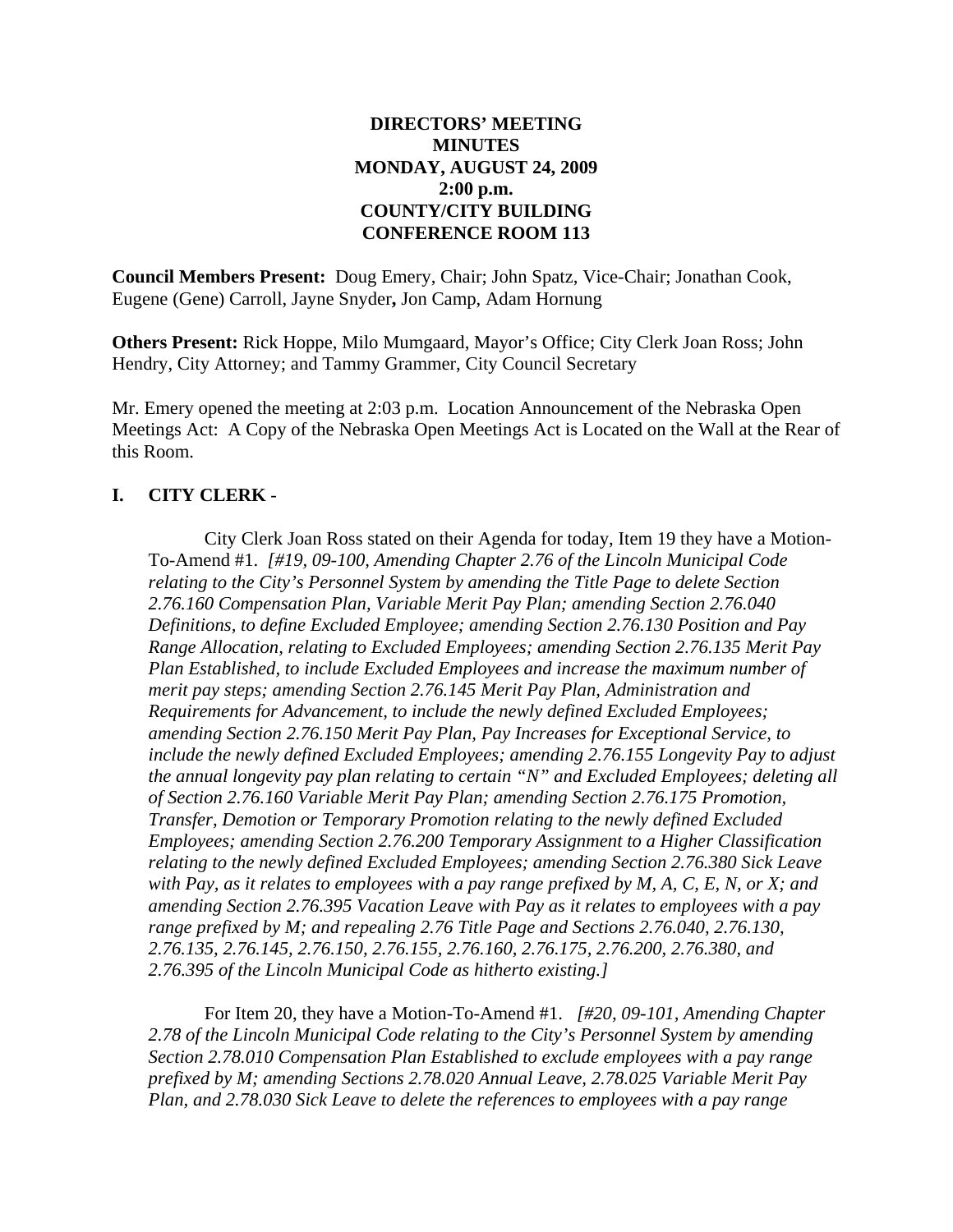**DIRECTORS' MEETING**
**MINUTES**
**MONDAY, AUGUST 24, 2009**
**2:00 p.m.**
**COUNTY/CITY BUILDING**
**CONFERENCE ROOM 113**

**Council Members Present:** Doug Emery, Chair; John Spatz, Vice-Chair; Jonathan Cook, Eugene (Gene) Carroll, Jayne Snyder**,** Jon Camp, Adam Hornung

**Others Present:** Rick Hoppe, Milo Mumgaard, Mayor's Office; City Clerk Joan Ross; John Hendry, City Attorney; and Tammy Grammer, City Council Secretary

Mr. Emery opened the meeting at 2:03 p.m. Location Announcement of the Nebraska Open Meetings Act: A Copy of the Nebraska Open Meetings Act is Located on the Wall at the Rear of this Room.

## I. CITY CLERK -

City Clerk Joan Ross stated on their Agenda for today, Item 19 they have a Motion-To-Amend #1. *[#19, 09-100, Amending Chapter 2.76 of the Lincoln Municipal Code relating to the City's Personnel System by amending the Title Page to delete Section 2.76.160 Compensation Plan, Variable Merit Pay Plan; amending Section 2.76.040 Definitions, to define Excluded Employee; amending Section 2.76.130 Position and Pay Range Allocation, relating to Excluded Employees; amending Section 2.76.135 Merit Pay Plan Established, to include Excluded Employees and increase the maximum number of merit pay steps; amending Section 2.76.145 Merit Pay Plan, Administration and Requirements for Advancement, to include the newly defined Excluded Employees; amending Section 2.76.150 Merit Pay Plan, Pay Increases for Exceptional Service, to include the newly defined Excluded Employees; amending 2.76.155 Longevity Pay to adjust the annual longevity pay plan relating to certain "N" and Excluded Employees; deleting all of Section 2.76.160 Variable Merit Pay Plan; amending Section 2.76.175 Promotion, Transfer, Demotion or Temporary Promotion relating to the newly defined Excluded Employees; amending Section 2.76.200 Temporary Assignment to a Higher Classification relating to the newly defined Excluded Employees; amending Section 2.76.380 Sick Leave with Pay, as it relates to employees with a pay range prefixed by M, A, C, E, N, or X; and amending Section 2.76.395 Vacation Leave with Pay as it relates to employees with a pay range prefixed by M; and repealing 2.76 Title Page and Sections 2.76.040, 2.76.130, 2.76.135, 2.76.145, 2.76.150, 2.76.155, 2.76.160, 2.76.175, 2.76.200, 2.76.380, and 2.76.395 of the Lincoln Municipal Code as hitherto existing.]*

For Item 20, they have a Motion-To-Amend #1. *[#20, 09-101, Amending Chapter 2.78 of the Lincoln Municipal Code relating to the City's Personnel System by amending Section 2.78.010 Compensation Plan Established to exclude employees with a pay range prefixed by M; amending Sections 2.78.020 Annual Leave, 2.78.025 Variable Merit Pay Plan, and 2.78.030 Sick Leave to delete the references to employees with a pay range*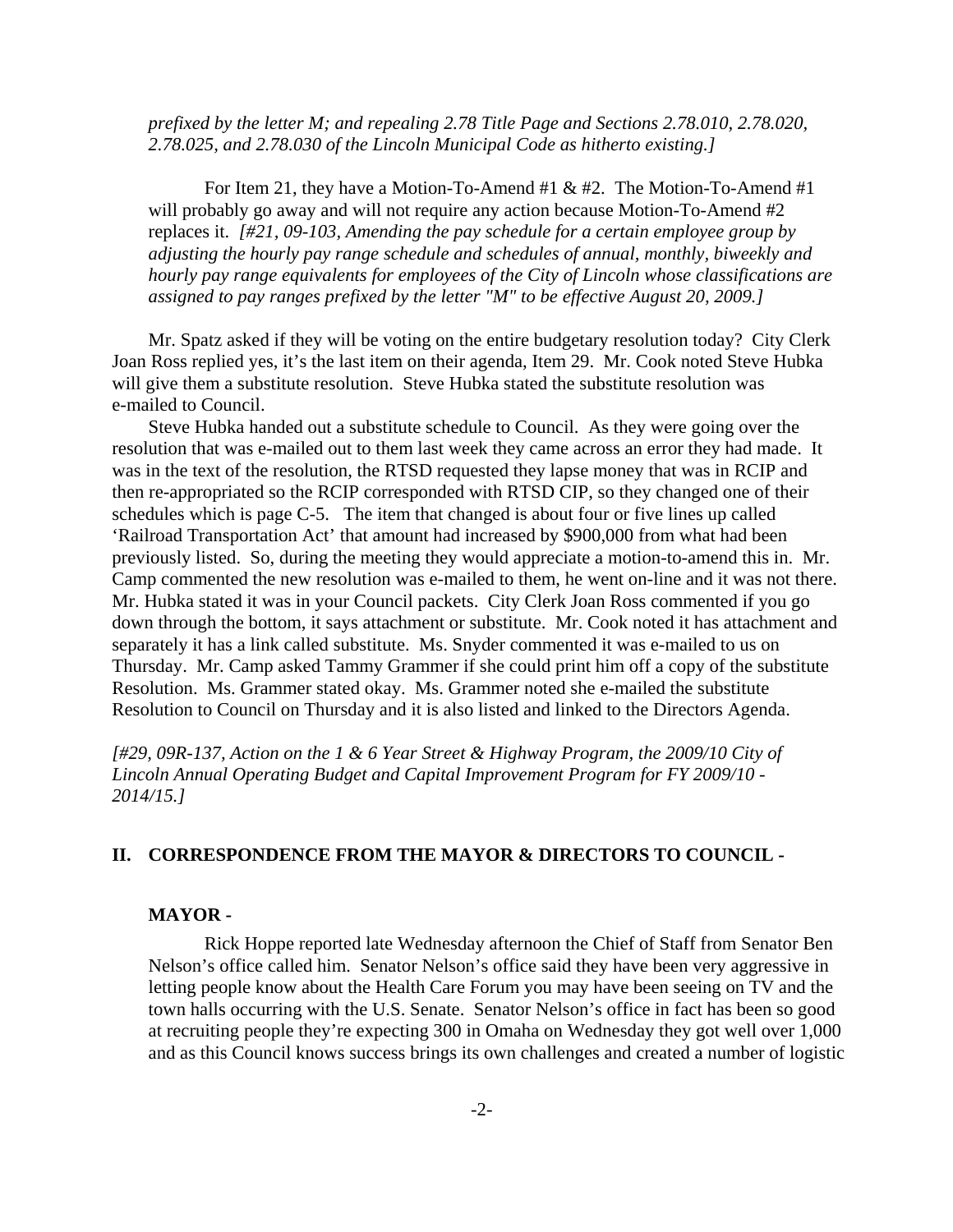*prefixed by the letter M; and repealing 2.78 Title Page and Sections 2.78.010, 2.78.020, 2.78.025, and 2.78.030 of the Lincoln Municipal Code as hitherto existing.]*

For Item 21, they have a Motion-To-Amend #1 & #2. The Motion-To-Amend #1 will probably go away and will not require any action because Motion-To-Amend #2 replaces it. *[#21, 09-103, Amending the pay schedule for a certain employee group by adjusting the hourly pay range schedule and schedules of annual, monthly, biweekly and hourly pay range equivalents for employees of the City of Lincoln whose classifications are assigned to pay ranges prefixed by the letter "M" to be effective August 20, 2009.]*

Mr. Spatz asked if they will be voting on the entire budgetary resolution today? City Clerk Joan Ross replied yes, it's the last item on their agenda, Item 29. Mr. Cook noted Steve Hubka will give them a substitute resolution. Steve Hubka stated the substitute resolution was e-mailed to Council.

Steve Hubka handed out a substitute schedule to Council. As they were going over the resolution that was e-mailed out to them last week they came across an error they had made. It was in the text of the resolution, the RTSD requested they lapse money that was in RCIP and then re-appropriated so the RCIP corresponded with RTSD CIP, so they changed one of their schedules which is page C-5. The item that changed is about four or five lines up called 'Railroad Transportation Act' that amount had increased by $900,000 from what had been previously listed. So, during the meeting they would appreciate a motion-to-amend this in. Mr. Camp commented the new resolution was e-mailed to them, he went on-line and it was not there. Mr. Hubka stated it was in your Council packets. City Clerk Joan Ross commented if you go down through the bottom, it says attachment or substitute. Mr. Cook noted it has attachment and separately it has a link called substitute. Ms. Snyder commented it was e-mailed to us on Thursday. Mr. Camp asked Tammy Grammer if she could print him off a copy of the substitute Resolution. Ms. Grammer stated okay. Ms. Grammer noted she e-mailed the substitute Resolution to Council on Thursday and it is also listed and linked to the Directors Agenda.

*[#29, 09R-137, Action on the 1 & 6 Year Street & Highway Program, the 2009/10 City of Lincoln Annual Operating Budget and Capital Improvement Program for FY 2009/10 - 2014/15.]*

## II. CORRESPONDENCE FROM THE MAYOR & DIRECTORS TO COUNCIL -

### MAYOR -

Rick Hoppe reported late Wednesday afternoon the Chief of Staff from Senator Ben Nelson's office called him. Senator Nelson's office said they have been very aggressive in letting people know about the Health Care Forum you may have been seeing on TV and the town halls occurring with the U.S. Senate. Senator Nelson's office in fact has been so good at recruiting people they're expecting 300 in Omaha on Wednesday they got well over 1,000 and as this Council knows success brings its own challenges and created a number of logistic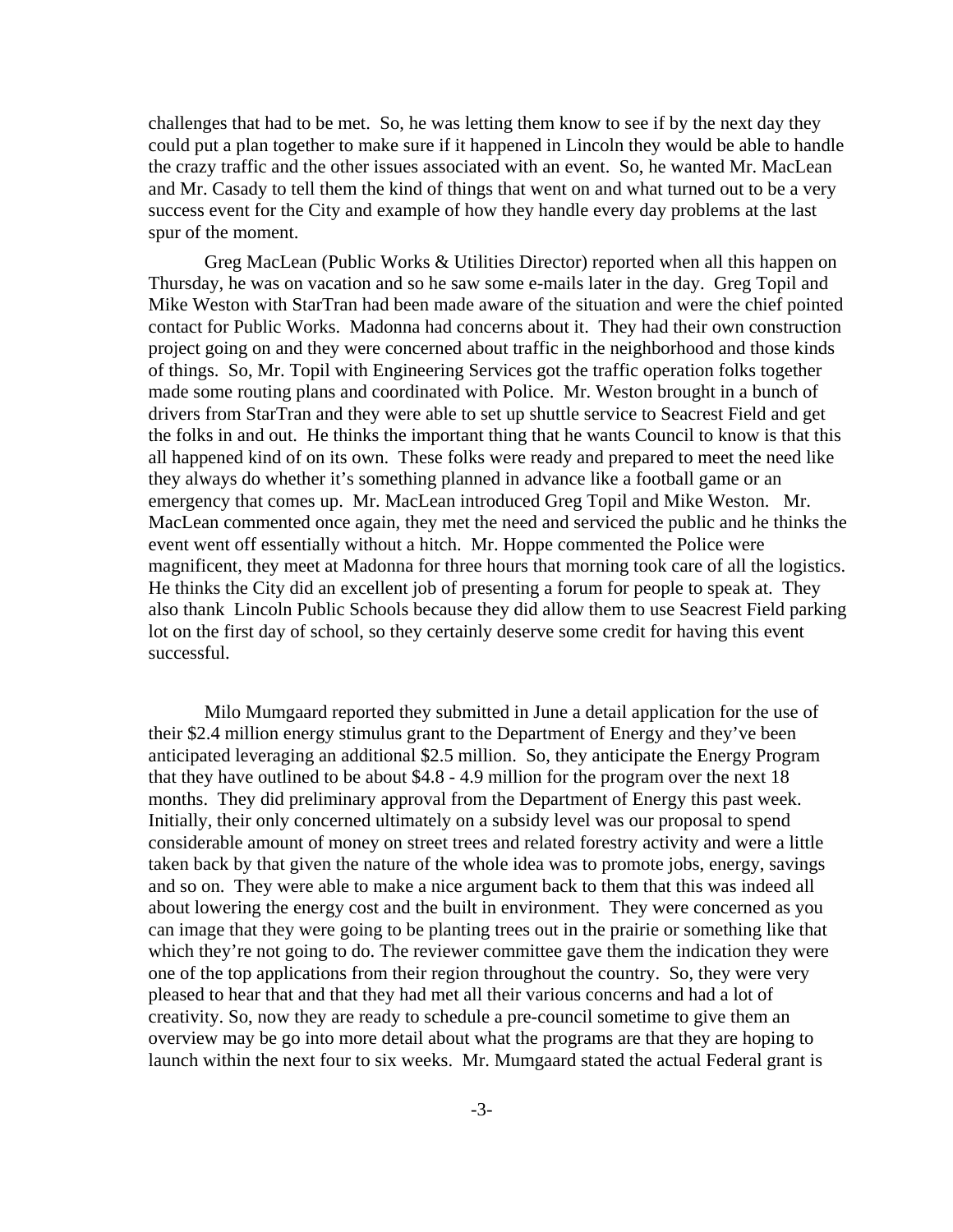challenges that had to be met. So, he was letting them know to see if by the next day they could put a plan together to make sure if it happened in Lincoln they would be able to handle the crazy traffic and the other issues associated with an event. So, he wanted Mr. MacLean and Mr. Casady to tell them the kind of things that went on and what turned out to be a very success event for the City and example of how they handle every day problems at the last spur of the moment.

Greg MacLean (Public Works & Utilities Director) reported when all this happen on Thursday, he was on vacation and so he saw some e-mails later in the day. Greg Topil and Mike Weston with StarTran had been made aware of the situation and were the chief pointed contact for Public Works. Madonna had concerns about it. They had their own construction project going on and they were concerned about traffic in the neighborhood and those kinds of things. So, Mr. Topil with Engineering Services got the traffic operation folks together made some routing plans and coordinated with Police. Mr. Weston brought in a bunch of drivers from StarTran and they were able to set up shuttle service to Seacrest Field and get the folks in and out. He thinks the important thing that he wants Council to know is that this all happened kind of on its own. These folks were ready and prepared to meet the need like they always do whether it's something planned in advance like a football game or an emergency that comes up. Mr. MacLean introduced Greg Topil and Mike Weston. Mr. MacLean commented once again, they met the need and serviced the public and he thinks the event went off essentially without a hitch. Mr. Hoppe commented the Police were magnificent, they meet at Madonna for three hours that morning took care of all the logistics. He thinks the City did an excellent job of presenting a forum for people to speak at. They also thank Lincoln Public Schools because they did allow them to use Seacrest Field parking lot on the first day of school, so they certainly deserve some credit for having this event successful.

Milo Mumgaard reported they submitted in June a detail application for the use of their $2.4 million energy stimulus grant to the Department of Energy and they've been anticipated leveraging an additional $2.5 million. So, they anticipate the Energy Program that they have outlined to be about $4.8 - 4.9 million for the program over the next 18 months. They did preliminary approval from the Department of Energy this past week. Initially, their only concerned ultimately on a subsidy level was our proposal to spend considerable amount of money on street trees and related forestry activity and were a little taken back by that given the nature of the whole idea was to promote jobs, energy, savings and so on. They were able to make a nice argument back to them that this was indeed all about lowering the energy cost and the built in environment. They were concerned as you can image that they were going to be planting trees out in the prairie or something like that which they're not going to do. The reviewer committee gave them the indication they were one of the top applications from their region throughout the country. So, they were very pleased to hear that and that they had met all their various concerns and had a lot of creativity. So, now they are ready to schedule a pre-council sometime to give them an overview may be go into more detail about what the programs are that they are hoping to launch within the next four to six weeks. Mr. Mumgaard stated the actual Federal grant is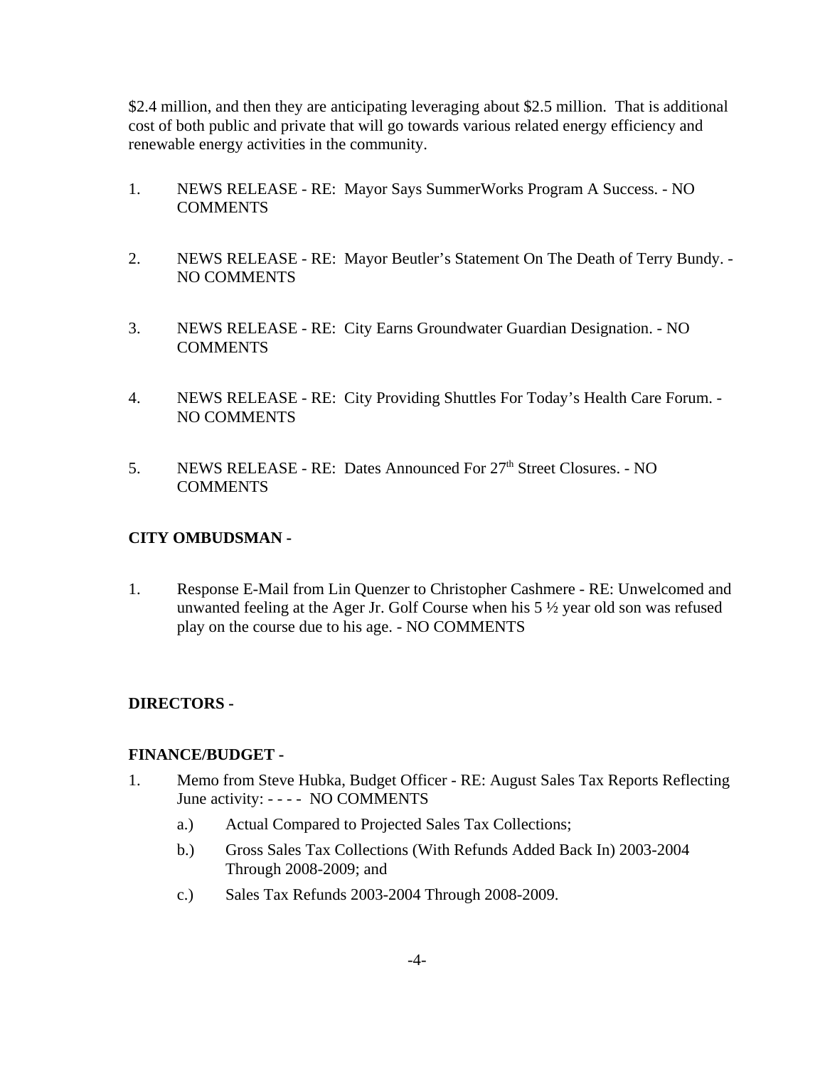$2.4 million, and then they are anticipating leveraging about $2.5 million. That is additional cost of both public and private that will go towards various related energy efficiency and renewable energy activities in the community.

1. NEWS RELEASE - RE: Mayor Says SummerWorks Program A Success. - NO COMMENTS

2. NEWS RELEASE - RE: Mayor Beutler's Statement On The Death of Terry Bundy. - NO COMMENTS

3. NEWS RELEASE - RE: City Earns Groundwater Guardian Designation. - NO COMMENTS

4. NEWS RELEASE - RE: City Providing Shuttles For Today's Health Care Forum. - NO COMMENTS

5. NEWS RELEASE - RE: Dates Announced For 27th Street Closures. - NO COMMENTS

**CITY OMBUDSMAN -**

1. Response E-Mail from Lin Quenzer to Christopher Cashmere - RE: Unwelcomed and unwanted feeling at the Ager Jr. Golf Course when his 5 ½ year old son was refused play on the course due to his age. - NO COMMENTS

**DIRECTORS -**

**FINANCE/BUDGET -**

1. Memo from Steve Hubka, Budget Officer - RE: August Sales Tax Reports Reflecting June activity: - - - - NO COMMENTS
   - a.) Actual Compared to Projected Sales Tax Collections;
   - b.) Gross Sales Tax Collections (With Refunds Added Back In) 2003-2004 Through 2008-2009; and
   - c.) Sales Tax Refunds 2003-2004 Through 2008-2009.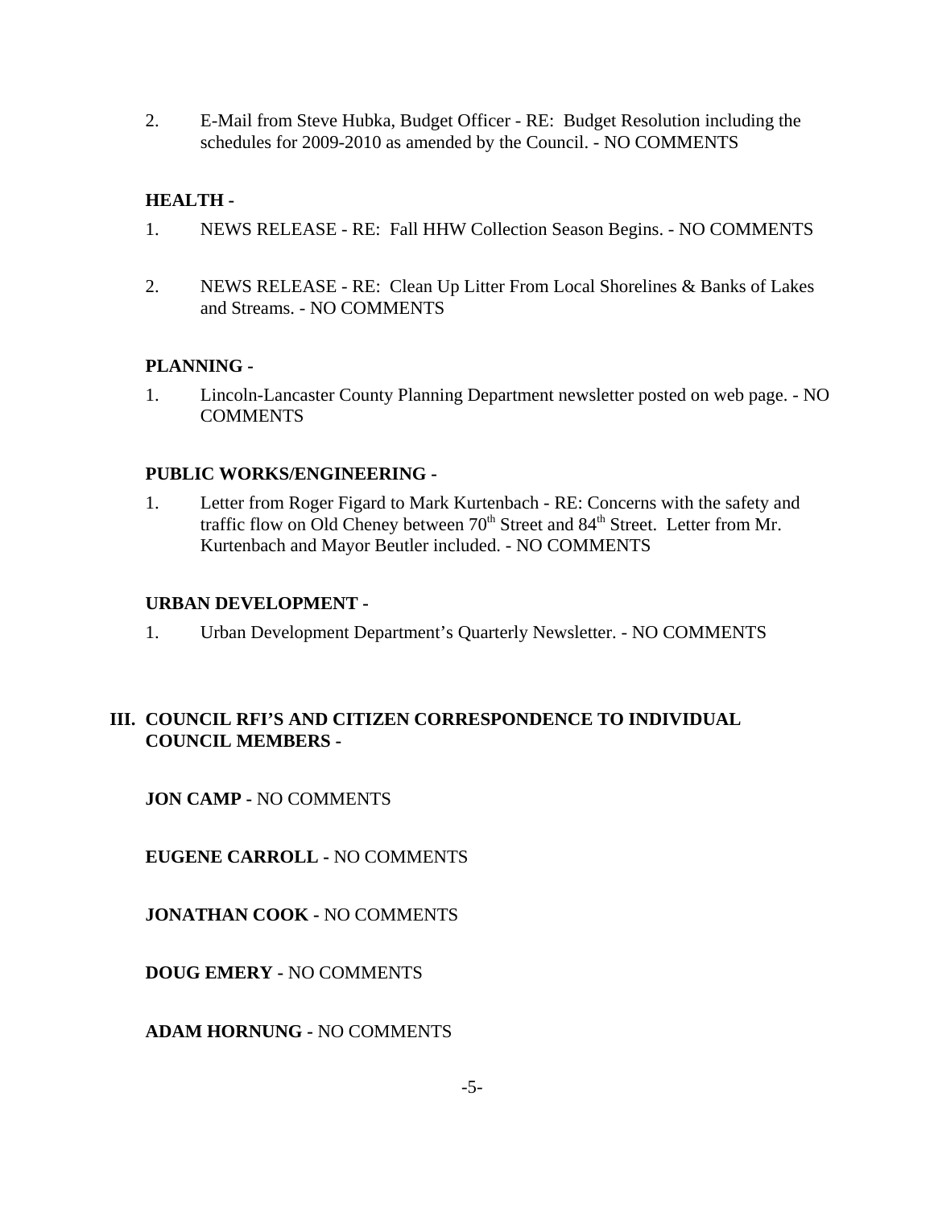2. E-Mail from Steve Hubka, Budget Officer - RE: Budget Resolution including the schedules for 2009-2010 as amended by the Council. - NO COMMENTS

**HEALTH -**

1. NEWS RELEASE - RE: Fall HHW Collection Season Begins. - NO COMMENTS

2. NEWS RELEASE - RE: Clean Up Litter From Local Shorelines & Banks of Lakes and Streams. - NO COMMENTS

**PLANNING -**

1. Lincoln-Lancaster County Planning Department newsletter posted on web page. - NO COMMENTS

**PUBLIC WORKS/ENGINEERING -**

1. Letter from Roger Figard to Mark Kurtenbach - RE: Concerns with the safety and traffic flow on Old Cheney between 70th Street and 84th Street. Letter from Mr. Kurtenbach and Mayor Beutler included. - NO COMMENTS

**URBAN DEVELOPMENT -**

1. Urban Development Department's Quarterly Newsletter. - NO COMMENTS

## III. COUNCIL RFI'S AND CITIZEN CORRESPONDENCE TO INDIVIDUAL COUNCIL MEMBERS -

**JON CAMP -** NO COMMENTS

**EUGENE CARROLL -** NO COMMENTS

**JONATHAN COOK -** NO COMMENTS

**DOUG EMERY -** NO COMMENTS

**ADAM HORNUNG -** NO COMMENTS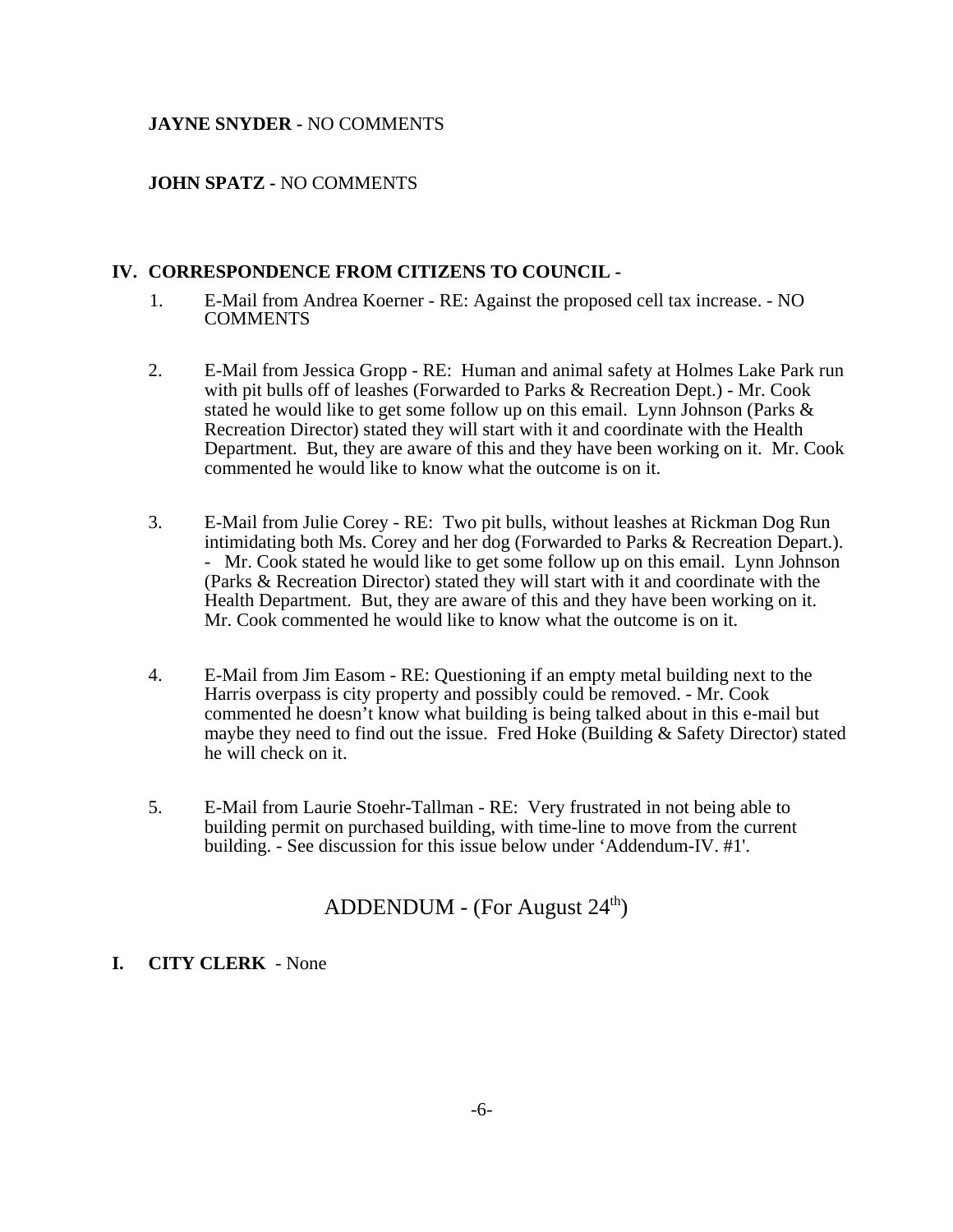**JAYNE SNYDER -** NO COMMENTS

**JOHN SPATZ -** NO COMMENTS

## IV. CORRESPONDENCE FROM CITIZENS TO COUNCIL -

1. E-Mail from Andrea Koerner - RE: Against the proposed cell tax increase. - NO COMMENTS

2. E-Mail from Jessica Gropp - RE: Human and animal safety at Holmes Lake Park run with pit bulls off of leashes (Forwarded to Parks & Recreation Dept.) - Mr. Cook stated he would like to get some follow up on this email. Lynn Johnson (Parks & Recreation Director) stated they will start with it and coordinate with the Health Department. But, they are aware of this and they have been working on it. Mr. Cook commented he would like to know what the outcome is on it.

3. E-Mail from Julie Corey - RE: Two pit bulls, without leashes at Rickman Dog Run intimidating both Ms. Corey and her dog (Forwarded to Parks & Recreation Depart.). - Mr. Cook stated he would like to get some follow up on this email. Lynn Johnson (Parks & Recreation Director) stated they will start with it and coordinate with the Health Department. But, they are aware of this and they have been working on it. Mr. Cook commented he would like to know what the outcome is on it.

4. E-Mail from Jim Easom - RE: Questioning if an empty metal building next to the Harris overpass is city property and possibly could be removed. - Mr. Cook commented he doesn't know what building is being talked about in this e-mail but maybe they need to find out the issue. Fred Hoke (Building & Safety Director) stated he will check on it.

5. E-Mail from Laurie Stoehr-Tallman - RE: Very frustrated in not being able to building permit on purchased building, with time-line to move from the current building. - See discussion for this issue below under 'Addendum-IV. #1'.

# ADDENDUM - (For August 24th)

## I. CITY CLERK - None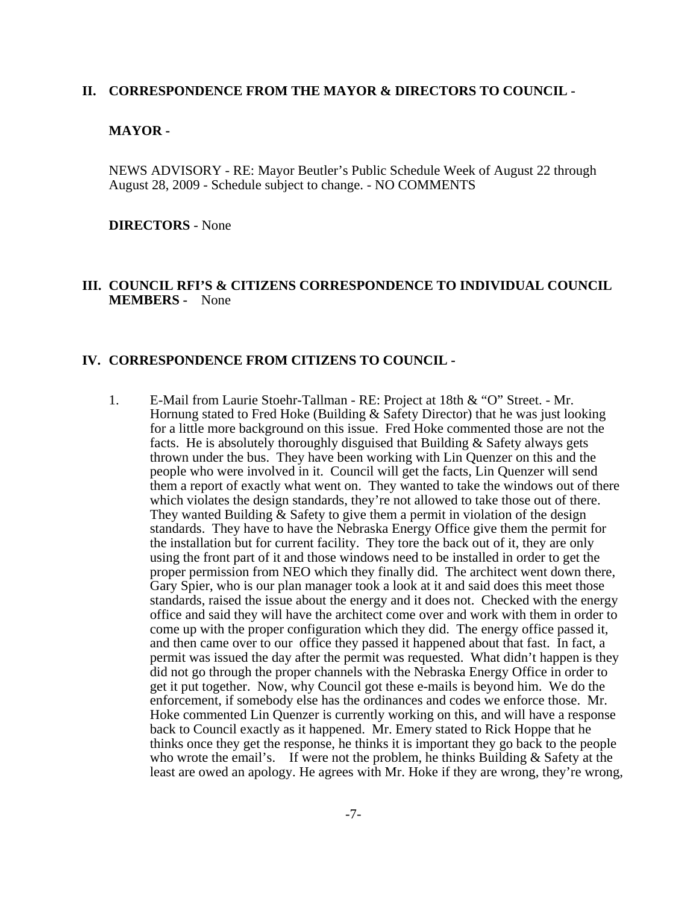## II. CORRESPONDENCE FROM THE MAYOR & DIRECTORS TO COUNCIL -

**MAYOR -**

NEWS ADVISORY - RE: Mayor Beutler's Public Schedule Week of August 22 through August 28, 2009 - Schedule subject to change. - NO COMMENTS

**DIRECTORS** - None

## III. COUNCIL RFI'S & CITIZENS CORRESPONDENCE TO INDIVIDUAL COUNCIL MEMBERS - None

## IV. CORRESPONDENCE FROM CITIZENS TO COUNCIL -

1. E-Mail from Laurie Stoehr-Tallman - RE: Project at 18th & "O" Street. - Mr. Hornung stated to Fred Hoke (Building & Safety Director) that he was just looking for a little more background on this issue. Fred Hoke commented those are not the facts. He is absolutely thoroughly disguised that Building & Safety always gets thrown under the bus. They have been working with Lin Quenzer on this and the people who were involved in it. Council will get the facts, Lin Quenzer will send them a report of exactly what went on. They wanted to take the windows out of there which violates the design standards, they're not allowed to take those out of there. They wanted Building & Safety to give them a permit in violation of the design standards. They have to have the Nebraska Energy Office give them the permit for the installation but for current facility. They tore the back out of it, they are only using the front part of it and those windows need to be installed in order to get the proper permission from NEO which they finally did. The architect went down there, Gary Spier, who is our plan manager took a look at it and said does this meet those standards, raised the issue about the energy and it does not. Checked with the energy office and said they will have the architect come over and work with them in order to come up with the proper configuration which they did. The energy office passed it, and then came over to our office they passed it happened about that fast. In fact, a permit was issued the day after the permit was requested. What didn't happen is they did not go through the proper channels with the Nebraska Energy Office in order to get it put together. Now, why Council got these e-mails is beyond him. We do the enforcement, if somebody else has the ordinances and codes we enforce those. Mr. Hoke commented Lin Quenzer is currently working on this, and will have a response back to Council exactly as it happened. Mr. Emery stated to Rick Hoppe that he thinks once they get the response, he thinks it is important they go back to the people who wrote the email's. If were not the problem, he thinks Building & Safety at the least are owed an apology. He agrees with Mr. Hoke if they are wrong, they're wrong,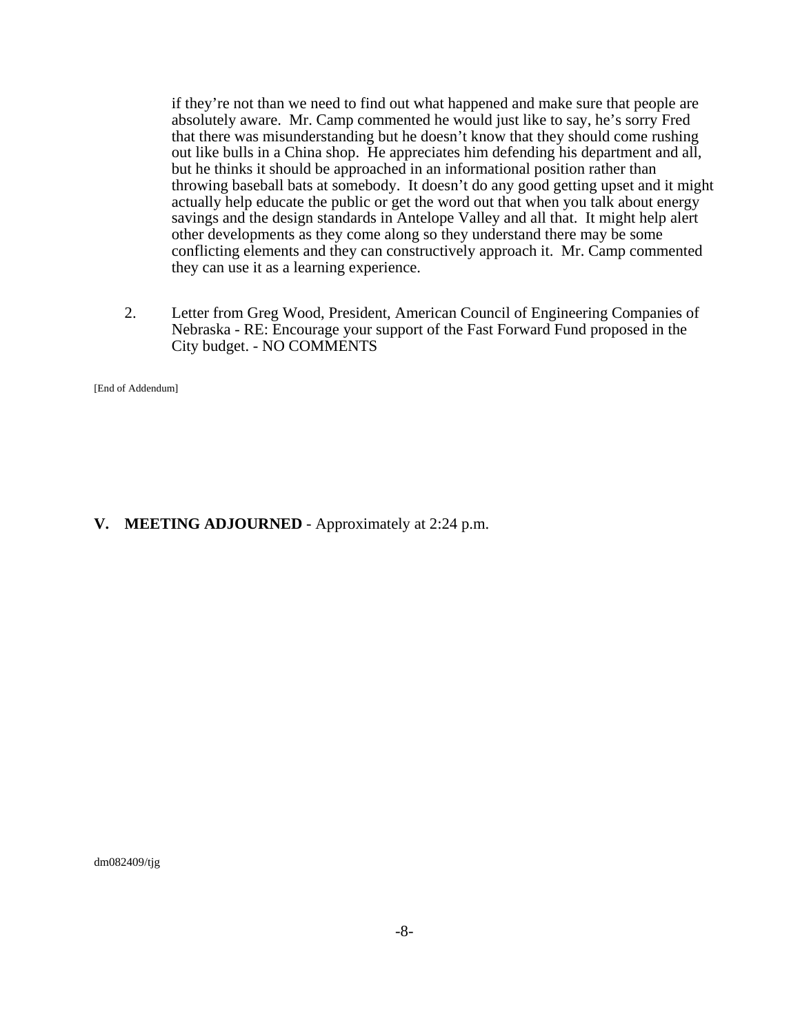if they're not than we need to find out what happened and make sure that people are absolutely aware. Mr. Camp commented he would just like to say, he's sorry Fred that there was misunderstanding but he doesn't know that they should come rushing out like bulls in a China shop. He appreciates him defending his department and all, but he thinks it should be approached in an informational position rather than throwing baseball bats at somebody. It doesn't do any good getting upset and it might actually help educate the public or get the word out that when you talk about energy savings and the design standards in Antelope Valley and all that. It might help alert other developments as they come along so they understand there may be some conflicting elements and they can constructively approach it. Mr. Camp commented they can use it as a learning experience.

2. Letter from Greg Wood, President, American Council of Engineering Companies of Nebraska - RE: Encourage your support of the Fast Forward Fund proposed in the City budget. - NO COMMENTS

[End of Addendum]

**V. MEETING ADJOURNED** - Approximately at 2:24 p.m.

dm082409/tjg